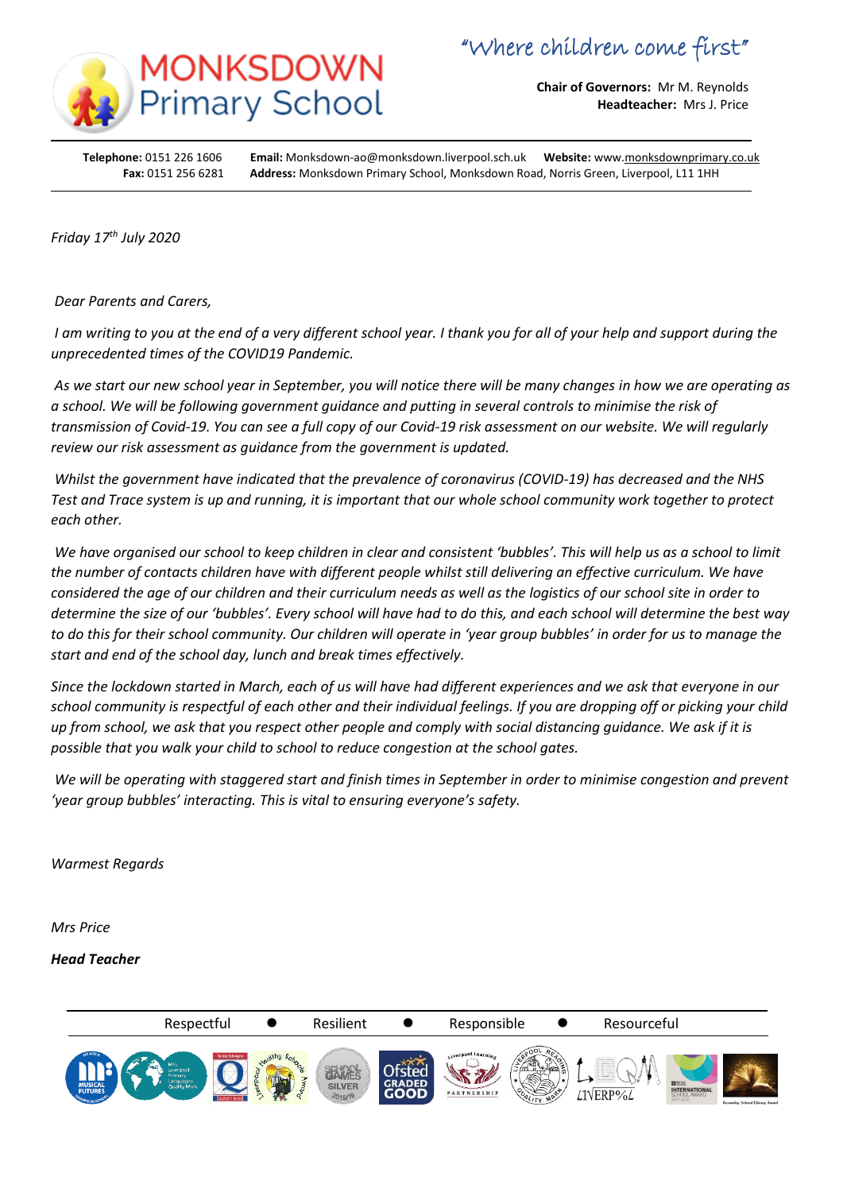# MONKSDOWN Primary School

*"Where children come first"*

**Chair of Governors:** Mr M. Reynolds
**Headteacher:** Mrs J. Price

**Telephone:** 0151 226 1606 **Email:** Monksdown-ao@monksdown.liverpool.sch.uk **Website:** www.monksdownprimary.co.uk
**Fax:** 0151 256 6281 **Address:** Monksdown Primary School, Monksdown Road, Norris Green, Liverpool, L11 1HH

*Friday 17th July 2020*

*Dear Parents and Carers,*

*I am writing to you at the end of a very different school year. I thank you for all of your help and support during the unprecedented times of the COVID19 Pandemic.*

*As we start our new school year in September, you will notice there will be many changes in how we are operating as a school. We will be following government guidance and putting in several controls to minimise the risk of transmission of Covid-19. You can see a full copy of our Covid-19 risk assessment on our website. We will regularly review our risk assessment as guidance from the government is updated.*

*Whilst the government have indicated that the prevalence of coronavirus (COVID-19) has decreased and the NHS Test and Trace system is up and running, it is important that our whole school community work together to protect each other.*

*We have organised our school to keep children in clear and consistent 'bubbles'. This will help us as a school to limit the number of contacts children have with different people whilst still delivering an effective curriculum. We have considered the age of our children and their curriculum needs as well as the logistics of our school site in order to determine the size of our 'bubbles'. Every school will have had to do this, and each school will determine the best way to do this for their school community. Our children will operate in 'year group bubbles' in order for us to manage the start and end of the school day, lunch and break times effectively.*

*Since the lockdown started in March, each of us will have had different experiences and we ask that everyone in our school community is respectful of each other and their individual feelings. If you are dropping off or picking your child up from school, we ask that you respect other people and comply with social distancing guidance. We ask if it is possible that you walk your child to school to reduce congestion at the school gates.*

*We will be operating with staggered start and finish times in September in order to minimise congestion and prevent 'year group bubbles' interacting. This is vital to ensuring everyone's safety.*

*Warmest Regards*

*Mrs Price*

***Head Teacher***

Respectful ● Resilient ● Responsible ● Resourceful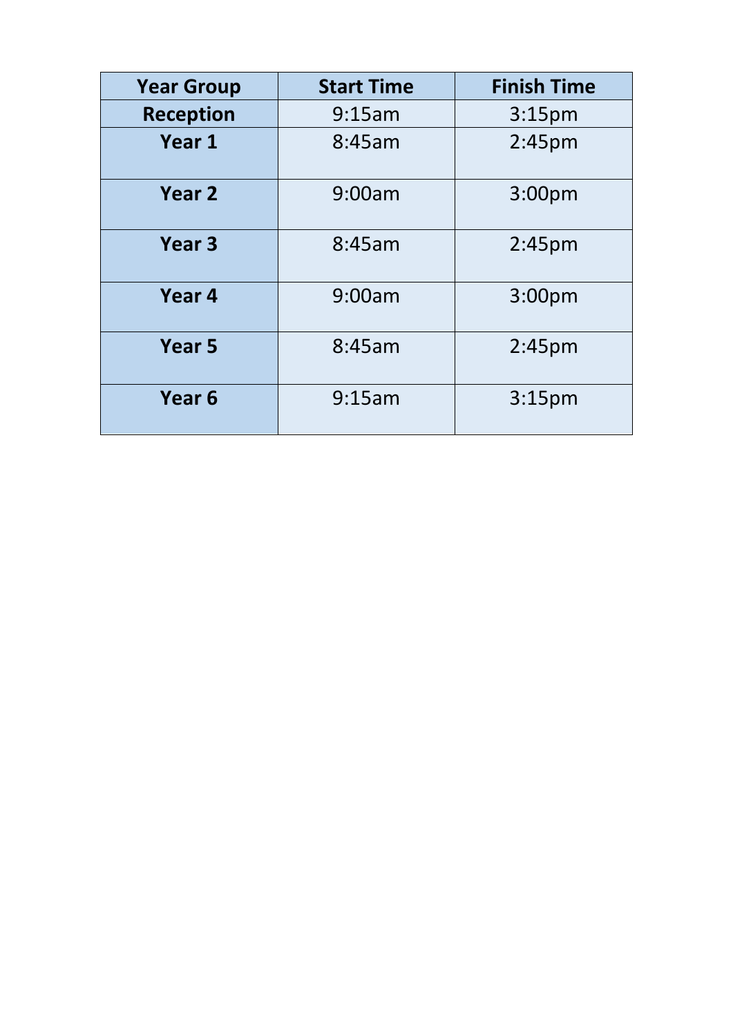| Year Group | Start Time | Finish Time |
|---|---|---|
| **Reception** | 9:15am | 3:15pm |
| **Year 1** | 8:45am | 2:45pm |
| **Year 2** | 9:00am | 3:00pm |
| **Year 3** | 8:45am | 2:45pm |
| **Year 4** | 9:00am | 3:00pm |
| **Year 5** | 8:45am | 2:45pm |
| **Year 6** | 9:15am | 3:15pm |